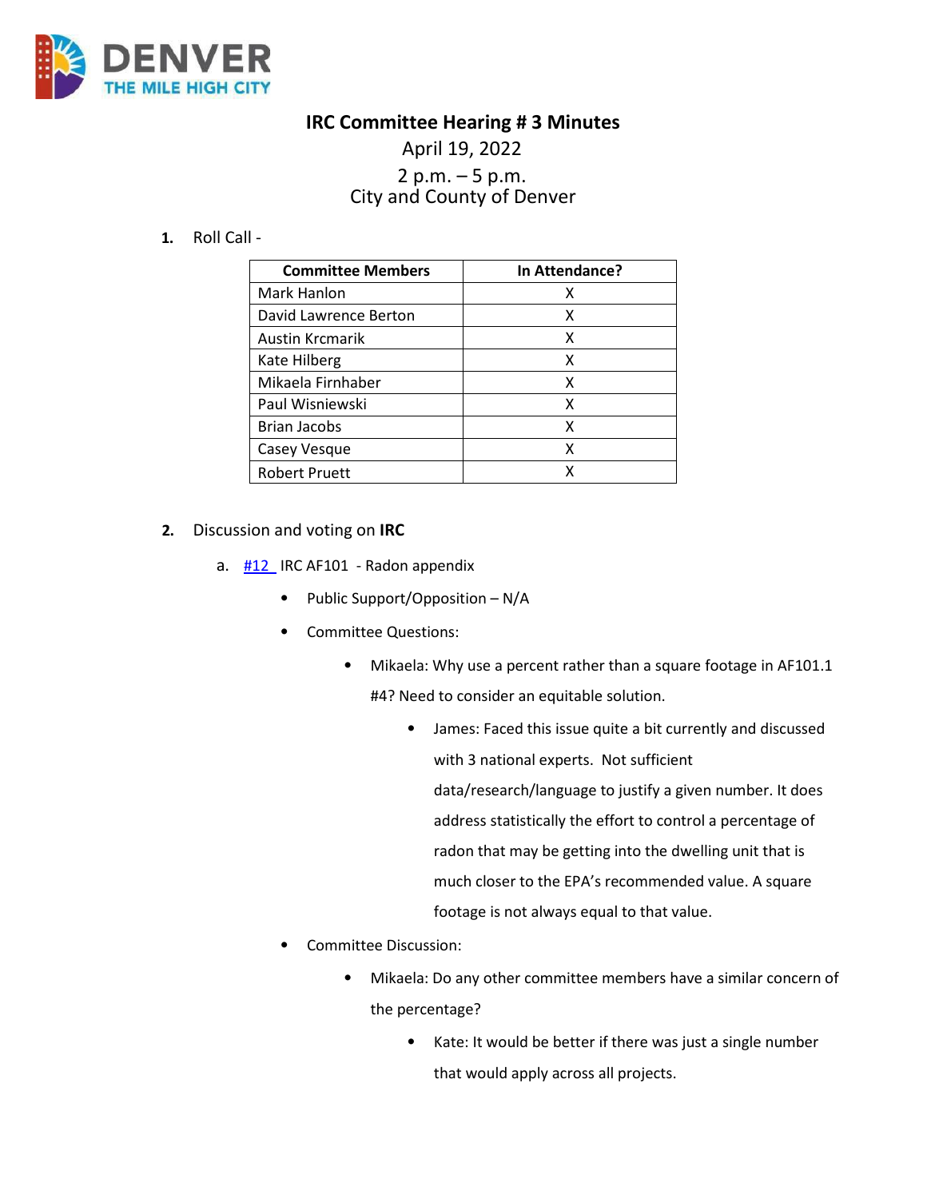# IRC Committee Hearing # 3 Minutes

April 19, 2022

2 p.m. – 5 p.m.
City and County of Denver

1. Roll Call -

| Committee Members | In Attendance? |
|---|---|
| Mark Hanlon | X |
| David Lawrence Berton | X |
| Austin Krcmarik | X |
| Kate Hilberg | X |
| Mikaela Firnhaber | X |
| Paul Wisniewski | X |
| Brian Jacobs | X |
| Casey Vesque | X |
| Robert Pruett | X |

2. Discussion and voting on **IRC**

   a. #12 IRC AF101 - Radon appendix

   - Public Support/Opposition – N/A
   - Committee Questions:
     - Mikaela: Why use a percent rather than a square footage in AF101.1 #4? Need to consider an equitable solution.
       - James: Faced this issue quite a bit currently and discussed with 3 national experts. Not sufficient data/research/language to justify a given number. It does address statistically the effort to control a percentage of radon that may be getting into the dwelling unit that is much closer to the EPA's recommended value. A square footage is not always equal to that value.
   - Committee Discussion:
     - Mikaela: Do any other committee members have a similar concern of the percentage?
       - Kate: It would be better if there was just a single number that would apply across all projects.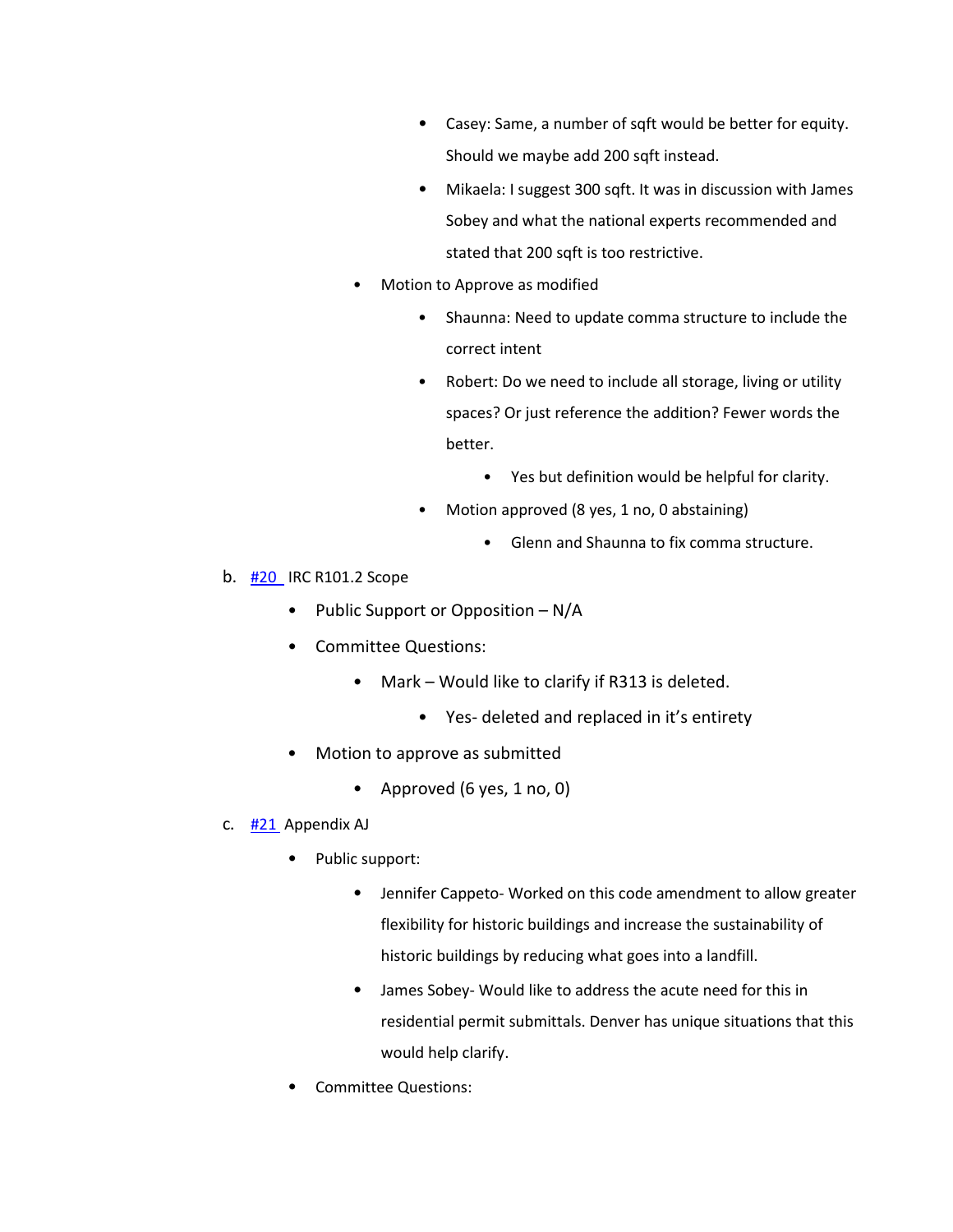- Casey: Same, a number of sqft would be better for equity. Should we maybe add 200 sqft instead.
        - Mikaela: I suggest 300 sqft. It was in discussion with James Sobey and what the national experts recommended and stated that 200 sqft is too restrictive.
    - Motion to Approve as modified
        - Shaunna: Need to update comma structure to include the correct intent
        - Robert: Do we need to include all storage, living or utility spaces? Or just reference the addition? Fewer words the better.
            - Yes but definition would be helpful for clarity.
        - Motion approved (8 yes, 1 no, 0 abstaining)
            - Glenn and Shaunna to fix comma structure.

b. [#20](#) IRC R101.2 Scope

- Public Support or Opposition – N/A
- Committee Questions:
    - Mark – Would like to clarify if R313 is deleted.
        - Yes- deleted and replaced in it's entirety
- Motion to approve as submitted
    - Approved (6 yes, 1 no, 0)

c. [#21](#) Appendix AJ

- Public support:
    - Jennifer Cappeto- Worked on this code amendment to allow greater flexibility for historic buildings and increase the sustainability of historic buildings by reducing what goes into a landfill.
    - James Sobey- Would like to address the acute need for this in residential permit submittals. Denver has unique situations that this would help clarify.
- Committee Questions: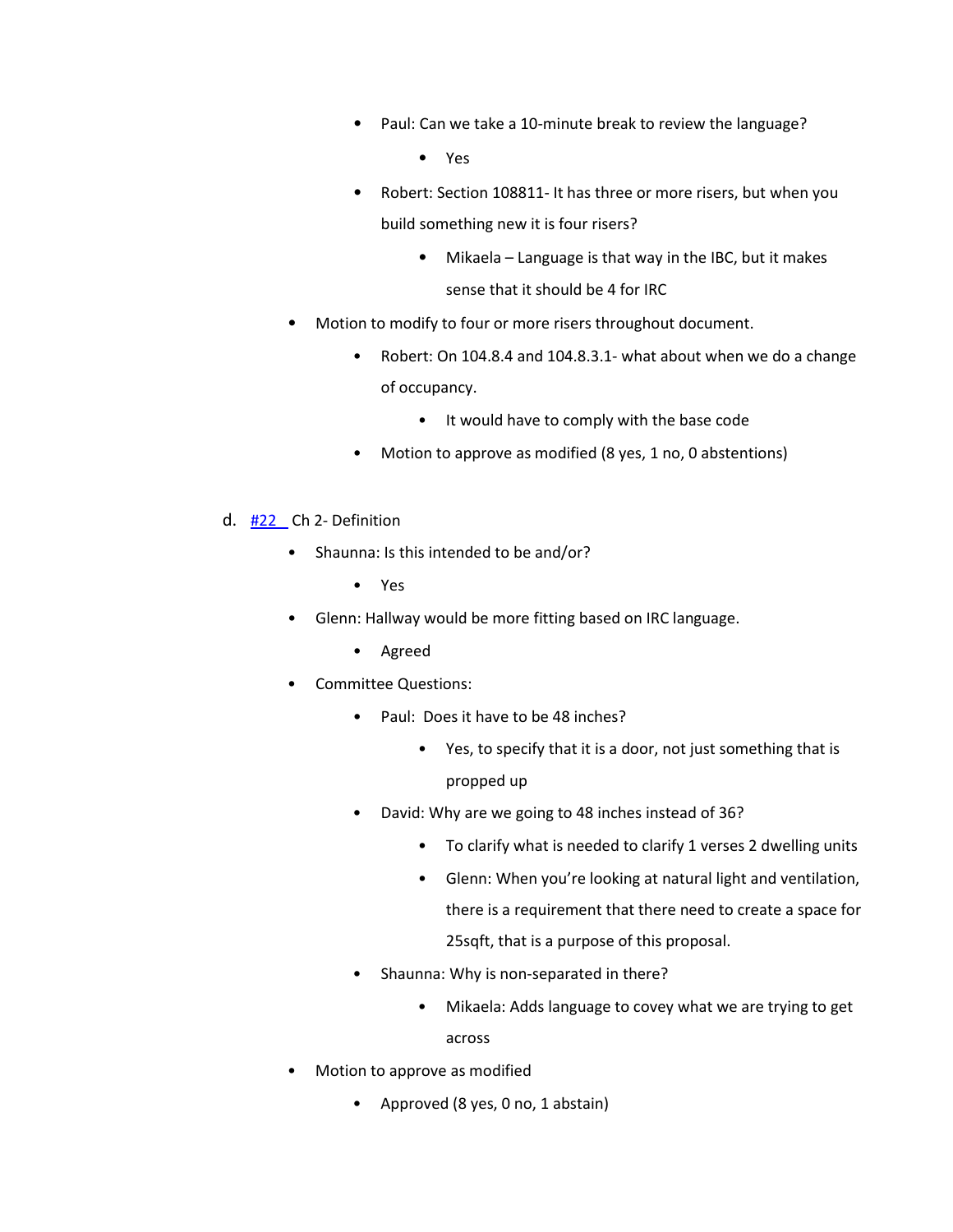- Paul: Can we take a 10-minute break to review the language?
  - Yes
- Robert: Section 108811- It has three or more risers, but when you build something new it is four risers?
  - Mikaela – Language is that way in the IBC, but it makes sense that it should be 4 for IRC
- Motion to modify to four or more risers throughout document.
  - Robert: On 104.8.4 and 104.8.3.1- what about when we do a change of occupancy.
    - It would have to comply with the base code
  - Motion to approve as modified (8 yes, 1 no, 0 abstentions)

d. [#22 ](#) Ch 2- Definition

- Shaunna: Is this intended to be and/or?
  - Yes
- Glenn: Hallway would be more fitting based on IRC language.
  - Agreed
- Committee Questions:
  - Paul: Does it have to be 48 inches?
    - Yes, to specify that it is a door, not just something that is propped up
  - David: Why are we going to 48 inches instead of 36?
    - To clarify what is needed to clarify 1 verses 2 dwelling units
    - Glenn: When you're looking at natural light and ventilation, there is a requirement that there need to create a space for 25sqft, that is a purpose of this proposal.
  - Shaunna: Why is non-separated in there?
    - Mikaela: Adds language to covey what we are trying to get across
- Motion to approve as modified
  - Approved (8 yes, 0 no, 1 abstain)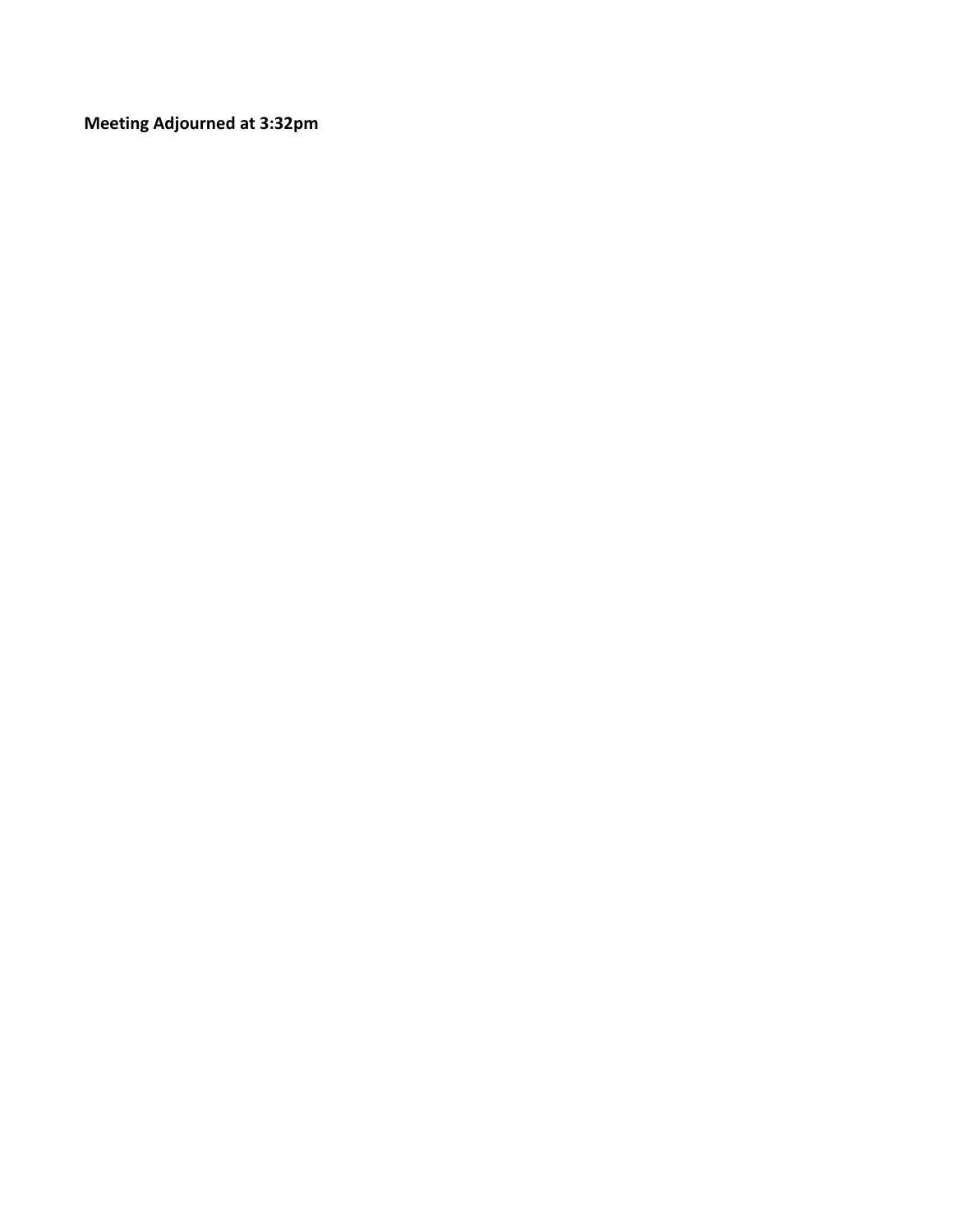**Meeting Adjourned at 3:32pm**